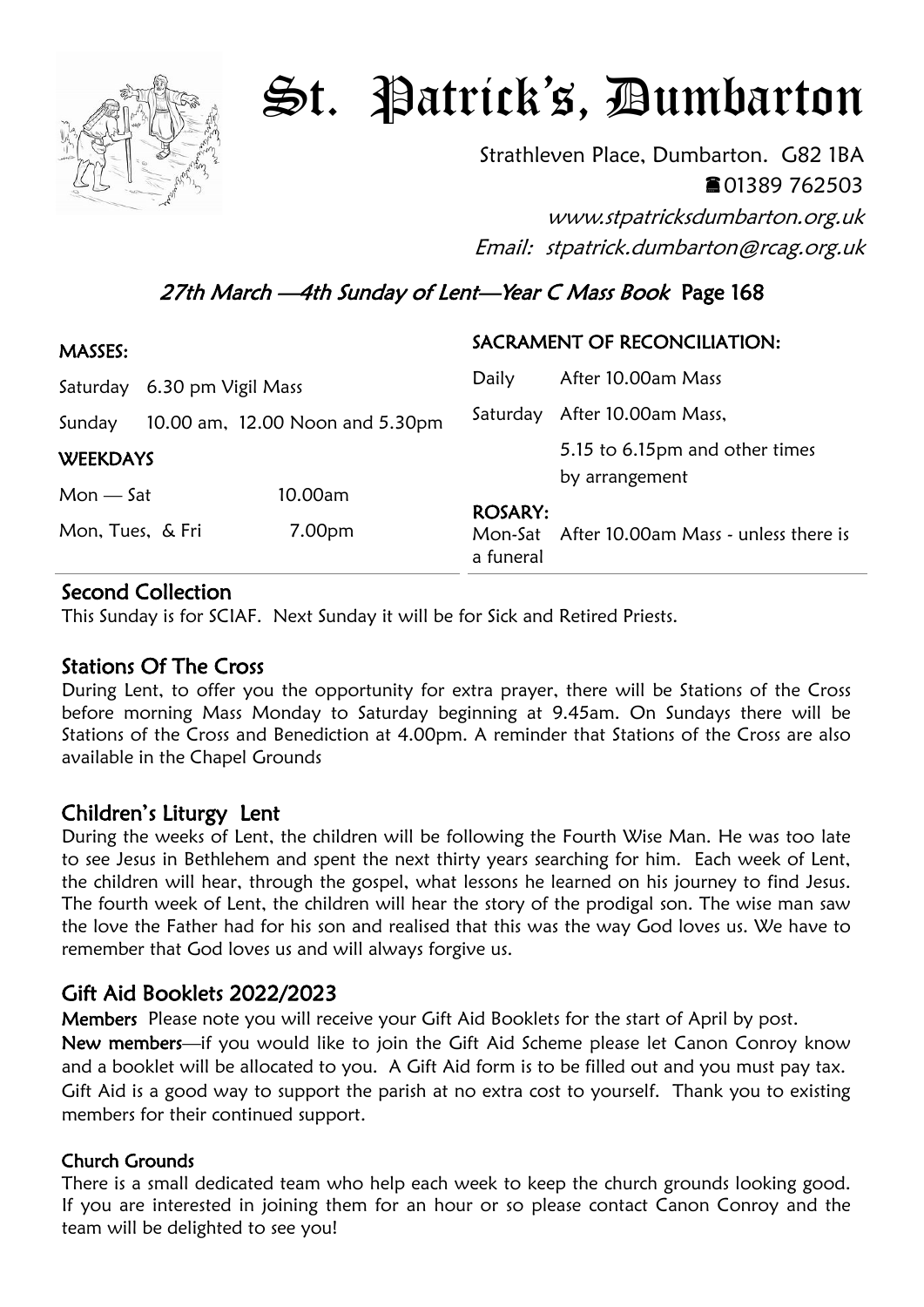# St. Patrick's, Dumbarton

Strathleven Place, Dumbarton. G82 1BA
☎01389 762503
*www.stpatricksdumbarton.org.uk*
*Email: stpatrick.dumbarton@rcag.org.uk*

## *27th March —4th Sunday of Lent—Year C Mass Book* Page 168

**MASSES:**

Saturday 6.30 pm Vigil Mass

Sunday 10.00 am, 12.00 Noon and 5.30pm

**WEEKDAYS**

Mon — Sat 10.00am

Mon, Tues, & Fri 7.00pm

**SACRAMENT OF RECONCILIATION:**

Daily After 10.00am Mass

Saturday After 10.00am Mass, 5.15 to 6.15pm and other times by arrangement

**ROSARY:**

Mon-Sat After 10.00am Mass - unless there is a funeral

## Second Collection

This Sunday is for SCIAF. Next Sunday it will be for Sick and Retired Priests.

## Stations Of The Cross

During Lent, to offer you the opportunity for extra prayer, there will be Stations of the Cross before morning Mass Monday to Saturday beginning at 9.45am. On Sundays there will be Stations of the Cross and Benediction at 4.00pm. A reminder that Stations of the Cross are also available in the Chapel Grounds

## Children's Liturgy Lent

During the weeks of Lent, the children will be following the Fourth Wise Man. He was too late to see Jesus in Bethlehem and spent the next thirty years searching for him. Each week of Lent, the children will hear, through the gospel, what lessons he learned on his journey to find Jesus. The fourth week of Lent, the children will hear the story of the prodigal son. The wise man saw the love the Father had for his son and realised that this was the way God loves us. We have to remember that God loves us and will always forgive us.

## Gift Aid Booklets 2022/2023

**Members** Please note you will receive your Gift Aid Booklets for the start of April by post.

**New members**—if you would like to join the Gift Aid Scheme please let Canon Conroy know and a booklet will be allocated to you. A Gift Aid form is to be filled out and you must pay tax. Gift Aid is a good way to support the parish at no extra cost to yourself. Thank you to existing members for their continued support.

### Church Grounds

There is a small dedicated team who help each week to keep the church grounds looking good. If you are interested in joining them for an hour or so please contact Canon Conroy and the team will be delighted to see you!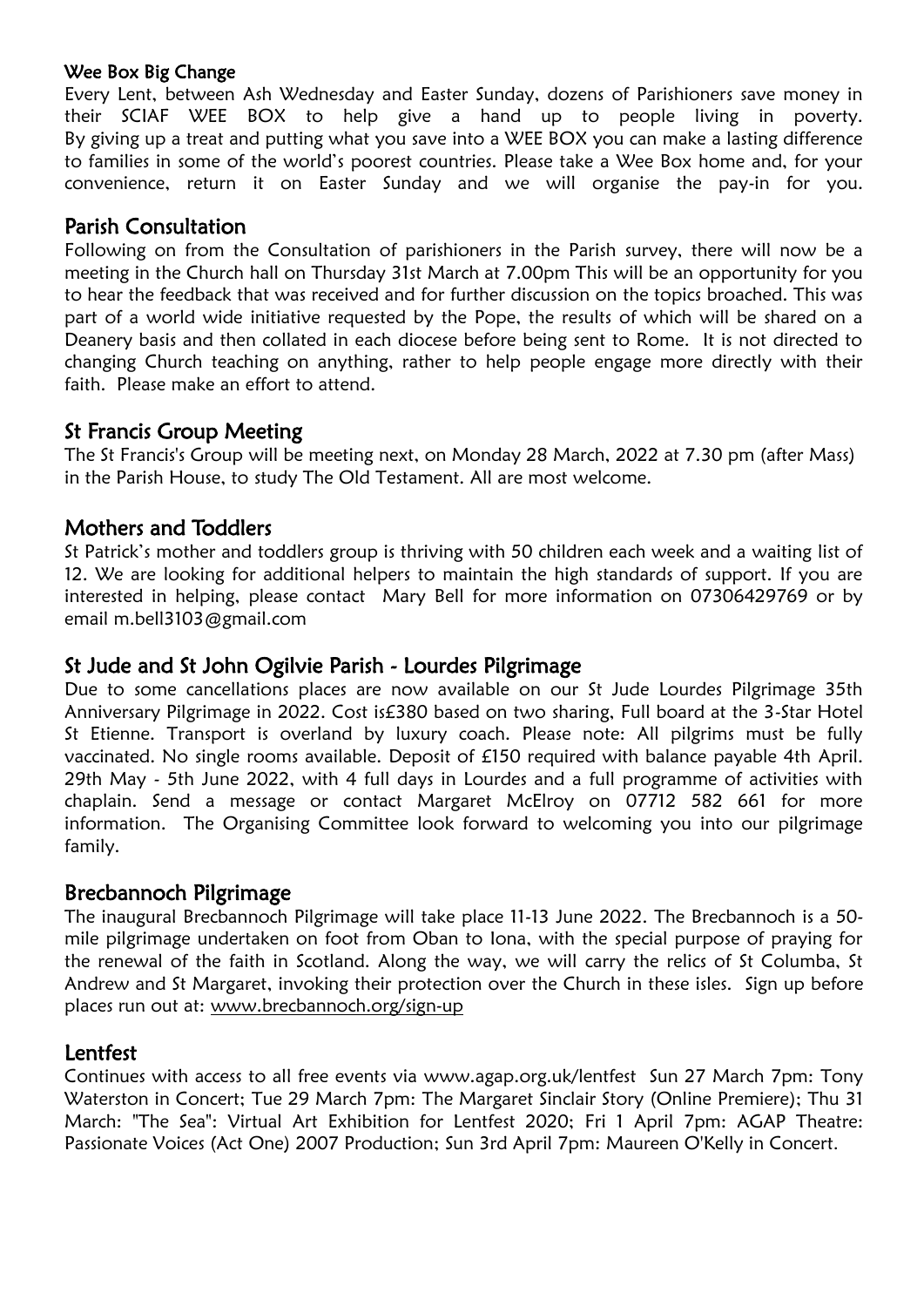### Wee Box Big Change

Every Lent, between Ash Wednesday and Easter Sunday, dozens of Parishioners save money in their SCIAF WEE BOX to help give a hand up to people living in poverty. By giving up a treat and putting what you save into a WEE BOX you can make a lasting difference to families in some of the world's poorest countries. Please take a Wee Box home and, for your convenience, return it on Easter Sunday and we will organise the pay-in for you.

## Parish Consultation

Following on from the Consultation of parishioners in the Parish survey, there will now be a meeting in the Church hall on Thursday 31st March at 7.00pm This will be an opportunity for you to hear the feedback that was received and for further discussion on the topics broached. This was part of a world wide initiative requested by the Pope, the results of which will be shared on a Deanery basis and then collated in each diocese before being sent to Rome. It is not directed to changing Church teaching on anything, rather to help people engage more directly with their faith. Please make an effort to attend.

## St Francis Group Meeting

The St Francis's Group will be meeting next, on Monday 28 March, 2022 at 7.30 pm (after Mass) in the Parish House, to study The Old Testament. All are most welcome.

## Mothers and Toddlers

St Patrick's mother and toddlers group is thriving with 50 children each week and a waiting list of 12. We are looking for additional helpers to maintain the high standards of support. If you are interested in helping, please contact Mary Bell for more information on 07306429769 or by email m.bell3103@gmail.com

## St Jude and St John Ogilvie Parish - Lourdes Pilgrimage

Due to some cancellations places are now available on our St Jude Lourdes Pilgrimage 35th Anniversary Pilgrimage in 2022. Cost is£380 based on two sharing, Full board at the 3-Star Hotel St Etienne. Transport is overland by luxury coach. Please note: All pilgrims must be fully vaccinated. No single rooms available. Deposit of £150 required with balance payable 4th April. 29th May - 5th June 2022, with 4 full days in Lourdes and a full programme of activities with chaplain. Send a message or contact Margaret McElroy on 07712 582 661 for more information. The Organising Committee look forward to welcoming you into our pilgrimage family.

## Brecbannoch Pilgrimage

The inaugural Brecbannoch Pilgrimage will take place 11-13 June 2022. The Brecbannoch is a 50-mile pilgrimage undertaken on foot from Oban to Iona, with the special purpose of praying for the renewal of the faith in Scotland. Along the way, we will carry the relics of St Columba, St Andrew and St Margaret, invoking their protection over the Church in these isles. Sign up before places run out at: www.brecbannoch.org/sign-up

## Lentfest

Continues with access to all free events via www.agap.org.uk/lentfest Sun 27 March 7pm: Tony Waterston in Concert; Tue 29 March 7pm: The Margaret Sinclair Story (Online Premiere); Thu 31 March: "The Sea": Virtual Art Exhibition for Lentfest 2020; Fri 1 April 7pm: AGAP Theatre: Passionate Voices (Act One) 2007 Production; Sun 3rd April 7pm: Maureen O'Kelly in Concert.